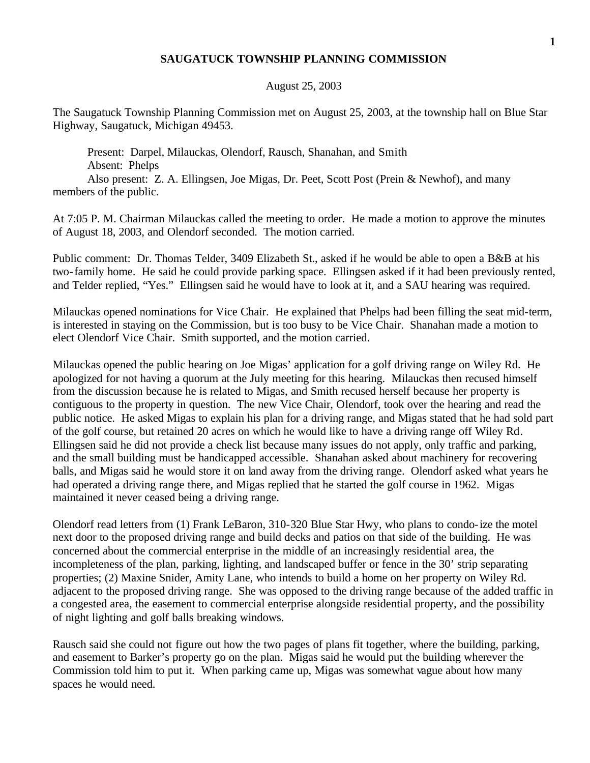# SAUGATUCK TOWNSHIP PLANNING COMMISSION

August 25, 2003

The Saugatuck Township Planning Commission met on August 25, 2003, at the township hall on Blue Star Highway, Saugatuck, Michigan 49453.

Present: Darpel, Milauckas, Olendorf, Rausch, Shanahan, and Smith
Absent: Phelps
Also present: Z. A. Ellingsen, Joe Migas, Dr. Peet, Scott Post (Prein & Newhof), and many members of the public.

At 7:05 P. M. Chairman Milauckas called the meeting to order. He made a motion to approve the minutes of August 18, 2003, and Olendorf seconded. The motion carried.

Public comment: Dr. Thomas Telder, 3409 Elizabeth St., asked if he would be able to open a B&B at his two-family home. He said he could provide parking space. Ellingsen asked if it had been previously rented, and Telder replied, "Yes." Ellingsen said he would have to look at it, and a SAU hearing was required.

Milauckas opened nominations for Vice Chair. He explained that Phelps had been filling the seat mid-term, is interested in staying on the Commission, but is too busy to be Vice Chair. Shanahan made a motion to elect Olendorf Vice Chair. Smith supported, and the motion carried.

Milauckas opened the public hearing on Joe Migas' application for a golf driving range on Wiley Rd. He apologized for not having a quorum at the July meeting for this hearing. Milauckas then recused himself from the discussion because he is related to Migas, and Smith recused herself because her property is contiguous to the property in question. The new Vice Chair, Olendorf, took over the hearing and read the public notice. He asked Migas to explain his plan for a driving range, and Migas stated that he had sold part of the golf course, but retained 20 acres on which he would like to have a driving range off Wiley Rd. Ellingsen said he did not provide a check list because many issues do not apply, only traffic and parking, and the small building must be handicapped accessible. Shanahan asked about machinery for recovering balls, and Migas said he would store it on land away from the driving range. Olendorf asked what years he had operated a driving range there, and Migas replied that he started the golf course in 1962. Migas maintained it never ceased being a driving range.

Olendorf read letters from (1) Frank LeBaron, 310-320 Blue Star Hwy, who plans to condo-ize the motel next door to the proposed driving range and build decks and patios on that side of the building. He was concerned about the commercial enterprise in the middle of an increasingly residential area, the incompleteness of the plan, parking, lighting, and landscaped buffer or fence in the 30' strip separating properties; (2) Maxine Snider, Amity Lane, who intends to build a home on her property on Wiley Rd. adjacent to the proposed driving range. She was opposed to the driving range because of the added traffic in a congested area, the easement to commercial enterprise alongside residential property, and the possibility of night lighting and golf balls breaking windows.

Rausch said she could not figure out how the two pages of plans fit together, where the building, parking, and easement to Barker's property go on the plan. Migas said he would put the building wherever the Commission told him to put it. When parking came up, Migas was somewhat vague about how many spaces he would need.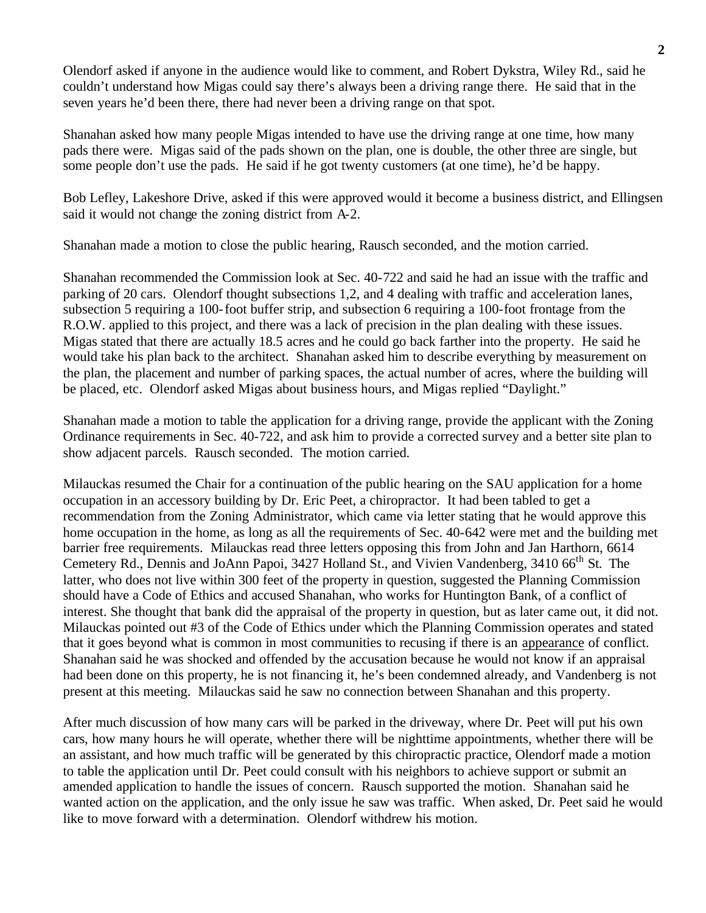Olendorf asked if anyone in the audience would like to comment, and Robert Dykstra, Wiley Rd., said he couldn't understand how Migas could say there's always been a driving range there. He said that in the seven years he'd been there, there had never been a driving range on that spot.

Shanahan asked how many people Migas intended to have use the driving range at one time, how many pads there were. Migas said of the pads shown on the plan, one is double, the other three are single, but some people don't use the pads. He said if he got twenty customers (at one time), he'd be happy.

Bob Lefley, Lakeshore Drive, asked if this were approved would it become a business district, and Ellingsen said it would not change the zoning district from A-2.

Shanahan made a motion to close the public hearing, Rausch seconded, and the motion carried.

Shanahan recommended the Commission look at Sec. 40-722 and said he had an issue with the traffic and parking of 20 cars. Olendorf thought subsections 1,2, and 4 dealing with traffic and acceleration lanes, subsection 5 requiring a 100-foot buffer strip, and subsection 6 requiring a 100-foot frontage from the R.O.W. applied to this project, and there was a lack of precision in the plan dealing with these issues. Migas stated that there are actually 18.5 acres and he could go back farther into the property. He said he would take his plan back to the architect. Shanahan asked him to describe everything by measurement on the plan, the placement and number of parking spaces, the actual number of acres, where the building will be placed, etc. Olendorf asked Migas about business hours, and Migas replied "Daylight."

Shanahan made a motion to table the application for a driving range, provide the applicant with the Zoning Ordinance requirements in Sec. 40-722, and ask him to provide a corrected survey and a better site plan to show adjacent parcels. Rausch seconded. The motion carried.

Milauckas resumed the Chair for a continuation of the public hearing on the SAU application for a home occupation in an accessory building by Dr. Eric Peet, a chiropractor. It had been tabled to get a recommendation from the Zoning Administrator, which came via letter stating that he would approve this home occupation in the home, as long as all the requirements of Sec. 40-642 were met and the building met barrier free requirements. Milauckas read three letters opposing this from John and Jan Harthorn, 6614 Cemetery Rd., Dennis and JoAnn Papoi, 3427 Holland St., and Vivien Vandenberg, 3410 66th St. The latter, who does not live within 300 feet of the property in question, suggested the Planning Commission should have a Code of Ethics and accused Shanahan, who works for Huntington Bank, of a conflict of interest. She thought that bank did the appraisal of the property in question, but as later came out, it did not. Milauckas pointed out #3 of the Code of Ethics under which the Planning Commission operates and stated that it goes beyond what is common in most communities to recusing if there is an <u>appearance</u> of conflict. Shanahan said he was shocked and offended by the accusation because he would not know if an appraisal had been done on this property, he is not financing it, he's been condemned already, and Vandenberg is not present at this meeting. Milauckas said he saw no connection between Shanahan and this property.

After much discussion of how many cars will be parked in the driveway, where Dr. Peet will put his own cars, how many hours he will operate, whether there will be nighttime appointments, whether there will be an assistant, and how much traffic will be generated by this chiropractic practice, Olendorf made a motion to table the application until Dr. Peet could consult with his neighbors to achieve support or submit an amended application to handle the issues of concern. Rausch supported the motion. Shanahan said he wanted action on the application, and the only issue he saw was traffic. When asked, Dr. Peet said he would like to move forward with a determination. Olendorf withdrew his motion.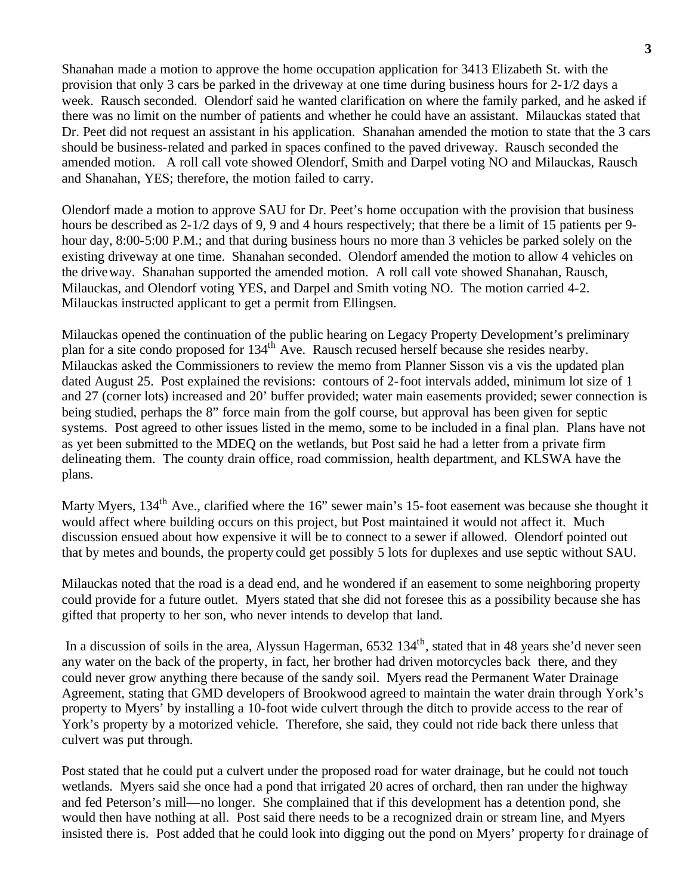Shanahan made a motion to approve the home occupation application for 3413 Elizabeth St. with the provision that only 3 cars be parked in the driveway at one time during business hours for 2-1/2 days a week. Rausch seconded. Olendorf said he wanted clarification on where the family parked, and he asked if there was no limit on the number of patients and whether he could have an assistant. Milauckas stated that Dr. Peet did not request an assistant in his application. Shanahan amended the motion to state that the 3 cars should be business-related and parked in spaces confined to the paved driveway. Rausch seconded the amended motion. A roll call vote showed Olendorf, Smith and Darpel voting NO and Milauckas, Rausch and Shanahan, YES; therefore, the motion failed to carry.

Olendorf made a motion to approve SAU for Dr. Peet's home occupation with the provision that business hours be described as 2-1/2 days of 9, 9 and 4 hours respectively; that there be a limit of 15 patients per 9-hour day, 8:00-5:00 P.M.; and that during business hours no more than 3 vehicles be parked solely on the existing driveway at one time. Shanahan seconded. Olendorf amended the motion to allow 4 vehicles on the driveway. Shanahan supported the amended motion. A roll call vote showed Shanahan, Rausch, Milauckas, and Olendorf voting YES, and Darpel and Smith voting NO. The motion carried 4-2. Milauckas instructed applicant to get a permit from Ellingsen.

Milauckas opened the continuation of the public hearing on Legacy Property Development's preliminary plan for a site condo proposed for 134th Ave. Rausch recused herself because she resides nearby. Milauckas asked the Commissioners to review the memo from Planner Sisson vis a vis the updated plan dated August 25. Post explained the revisions: contours of 2-foot intervals added, minimum lot size of 1 and 27 (corner lots) increased and 20' buffer provided; water main easements provided; sewer connection is being studied, perhaps the 8" force main from the golf course, but approval has been given for septic systems. Post agreed to other issues listed in the memo, some to be included in a final plan. Plans have not as yet been submitted to the MDEQ on the wetlands, but Post said he had a letter from a private firm delineating them. The county drain office, road commission, health department, and KLSWA have the plans.

Marty Myers, 134th Ave., clarified where the 16" sewer main's 15-foot easement was because she thought it would affect where building occurs on this project, but Post maintained it would not affect it. Much discussion ensued about how expensive it will be to connect to a sewer if allowed. Olendorf pointed out that by metes and bounds, the property could get possibly 5 lots for duplexes and use septic without SAU.

Milauckas noted that the road is a dead end, and he wondered if an easement to some neighboring property could provide for a future outlet. Myers stated that she did not foresee this as a possibility because she has gifted that property to her son, who never intends to develop that land.

In a discussion of soils in the area, Alyssun Hagerman, 6532 134th, stated that in 48 years she'd never seen any water on the back of the property, in fact, her brother had driven motorcycles back there, and they could never grow anything there because of the sandy soil. Myers read the Permanent Water Drainage Agreement, stating that GMD developers of Brookwood agreed to maintain the water drain through York's property to Myers' by installing a 10-foot wide culvert through the ditch to provide access to the rear of York's property by a motorized vehicle. Therefore, she said, they could not ride back there unless that culvert was put through.

Post stated that he could put a culvert under the proposed road for water drainage, but he could not touch wetlands. Myers said she once had a pond that irrigated 20 acres of orchard, then ran under the highway and fed Peterson's mill—no longer. She complained that if this development has a detention pond, she would then have nothing at all. Post said there needs to be a recognized drain or stream line, and Myers insisted there is. Post added that he could look into digging out the pond on Myers' property for drainage of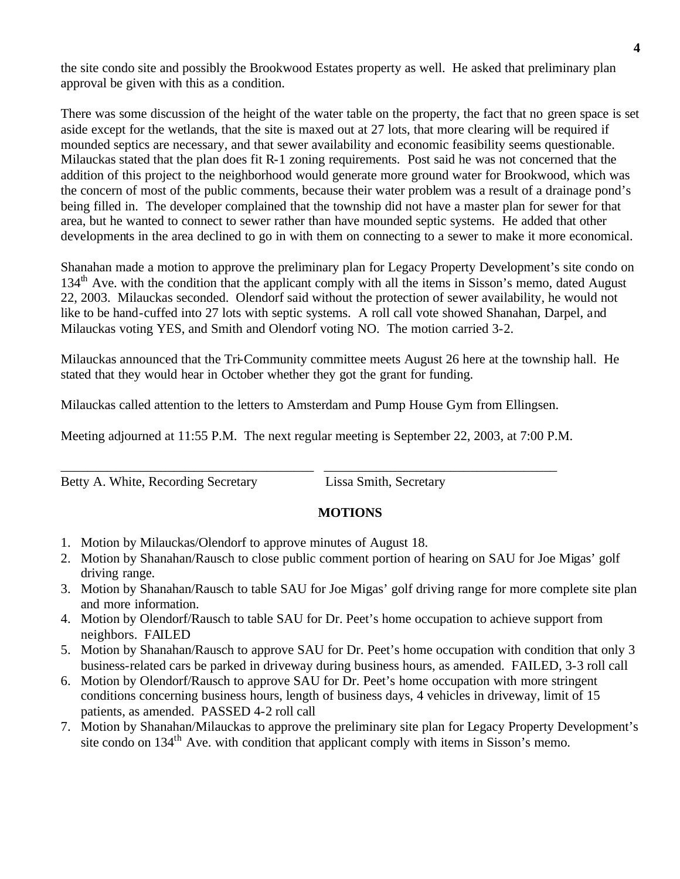the site condo site and possibly the Brookwood Estates property as well. He asked that preliminary plan approval be given with this as a condition.

There was some discussion of the height of the water table on the property, the fact that no green space is set aside except for the wetlands, that the site is maxed out at 27 lots, that more clearing will be required if mounded septics are necessary, and that sewer availability and economic feasibility seems questionable. Milauckas stated that the plan does fit R-1 zoning requirements. Post said he was not concerned that the addition of this project to the neighborhood would generate more ground water for Brookwood, which was the concern of most of the public comments, because their water problem was a result of a drainage pond's being filled in. The developer complained that the township did not have a master plan for sewer for that area, but he wanted to connect to sewer rather than have mounded septic systems. He added that other developments in the area declined to go in with them on connecting to a sewer to make it more economical.

Shanahan made a motion to approve the preliminary plan for Legacy Property Development's site condo on 134th Ave. with the condition that the applicant comply with all the items in Sisson's memo, dated August 22, 2003. Milauckas seconded. Olendorf said without the protection of sewer availability, he would not like to be hand-cuffed into 27 lots with septic systems. A roll call vote showed Shanahan, Darpel, and Milauckas voting YES, and Smith and Olendorf voting NO. The motion carried 3-2.

Milauckas announced that the Tri-Community committee meets August 26 here at the township hall. He stated that they would hear in October whether they got the grant for funding.

Milauckas called attention to the letters to Amsterdam and Pump House Gym from Ellingsen.

Meeting adjourned at 11:55 P.M. The next regular meeting is September 22, 2003, at 7:00 P.M.

\_\_\_\_\_\_\_\_\_\_\_\_\_\_\_\_\_\_\_\_\_\_\_\_\_\_\_\_\_\_\_\_\_\_ \_\_\_\_\_\_\_\_\_\_\_\_\_\_\_\_\_\_\_\_\_\_\_\_\_\_\_\_\_\_\_\_\_\_

Betty A. White, Recording Secretary Lissa Smith, Secretary

## MOTIONS

1. Motion by Milauckas/Olendorf to approve minutes of August 18.
2. Motion by Shanahan/Rausch to close public comment portion of hearing on SAU for Joe Migas' golf driving range.
3. Motion by Shanahan/Rausch to table SAU for Joe Migas' golf driving range for more complete site plan and more information.
4. Motion by Olendorf/Rausch to table SAU for Dr. Peet's home occupation to achieve support from neighbors. FAILED
5. Motion by Shanahan/Rausch to approve SAU for Dr. Peet's home occupation with condition that only 3 business-related cars be parked in driveway during business hours, as amended. FAILED, 3-3 roll call
6. Motion by Olendorf/Rausch to approve SAU for Dr. Peet's home occupation with more stringent conditions concerning business hours, length of business days, 4 vehicles in driveway, limit of 15 patients, as amended. PASSED 4-2 roll call
7. Motion by Shanahan/Milauckas to approve the preliminary site plan for Legacy Property Development's site condo on 134th Ave. with condition that applicant comply with items in Sisson's memo.